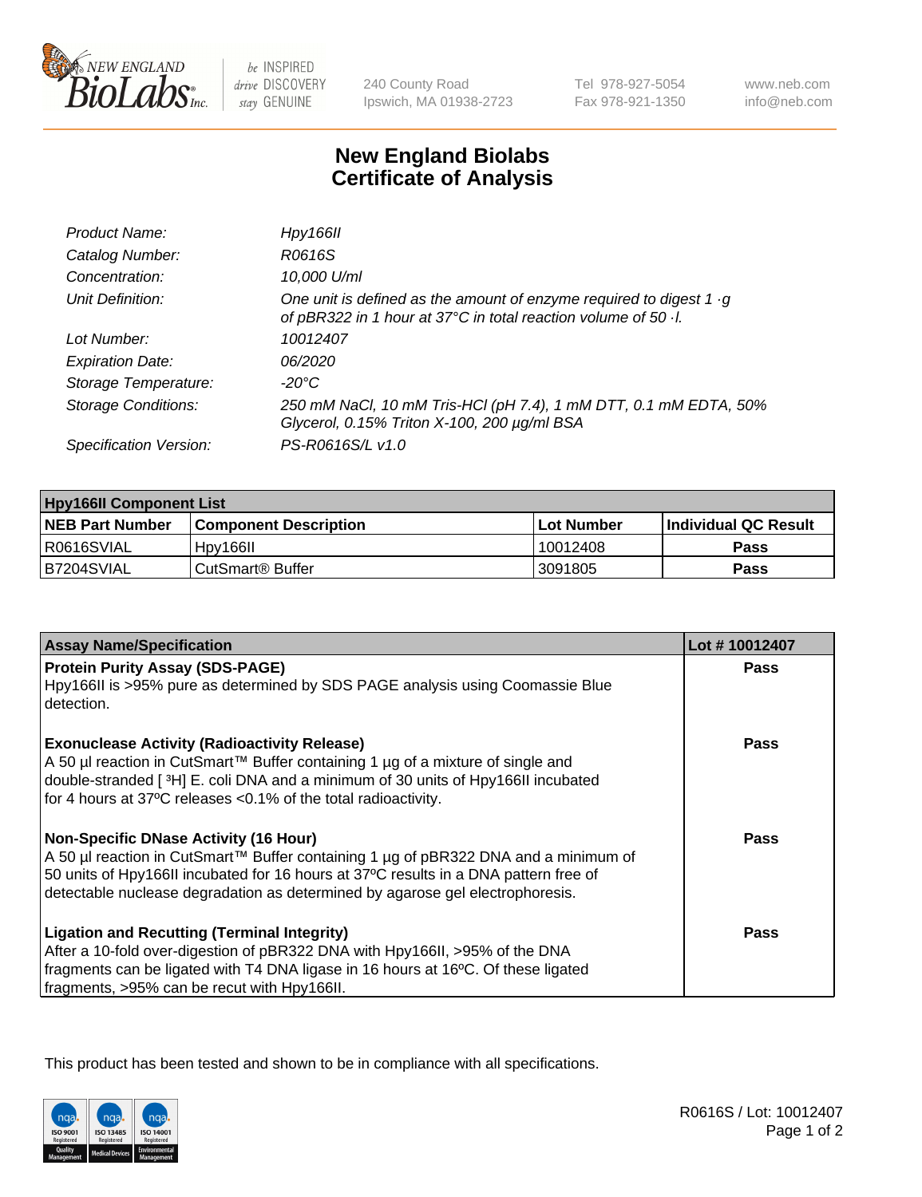# New England Biolabs Certificate of Analysis

| | |
|---|---|
| *Product Name:* | *Hpy166II* |
| *Catalog Number:* | *R0616S* |
| *Concentration:* | *10,000 U/ml* |
| *Unit Definition:* | *One unit is defined as the amount of enzyme required to digest 1 ·g of pBR322 in 1 hour at 37°C in total reaction volume of 50 ·l.* |
| *Lot Number:* | *10012407* |
| *Expiration Date:* | *06/2020* |
| *Storage Temperature:* | *-20°C* |
| *Storage Conditions:* | *250 mM NaCl, 10 mM Tris-HCl (pH 7.4), 1 mM DTT, 0.1 mM EDTA, 50% Glycerol, 0.15% Triton X-100, 200 µg/ml BSA* |
| *Specification Version:* | *PS-R0616S/L v1.0* |

| Hpy166II Component List | | | |
|---|---|---|---|
| **NEB Part Number** | **Component Description** | **Lot Number** | **Individual QC Result** |
| R0616SVIAL | Hpy166II | 10012408 | **Pass** |
| B7204SVIAL | CutSmart® Buffer | 3091805 | **Pass** |

| Assay Name/Specification | Lot # 10012407 |
|---|---|
| **Protein Purity Assay (SDS-PAGE)**<br>Hpy166II is >95% pure as determined by SDS PAGE analysis using Coomassie Blue detection. | **Pass** |
| **Exonuclease Activity (Radioactivity Release)**<br>A 50 µl reaction in CutSmart™ Buffer containing 1 µg of a mixture of single and double-stranded [ $^3$H] E. coli DNA and a minimum of 30 units of Hpy166II incubated for 4 hours at 37ºC releases <0.1% of the total radioactivity. | **Pass** |
| **Non-Specific DNase Activity (16 Hour)**<br>A 50 µl reaction in CutSmart™ Buffer containing 1 µg of pBR322 DNA and a minimum of 50 units of Hpy166II incubated for 16 hours at 37ºC results in a DNA pattern free of detectable nuclease degradation as determined by agarose gel electrophoresis. | **Pass** |
| **Ligation and Recutting (Terminal Integrity)**<br>After a 10-fold over-digestion of pBR322 DNA with Hpy166II, >95% of the DNA fragments can be ligated with T4 DNA ligase in 16 hours at 16ºC. Of these ligated fragments, >95% can be recut with Hpy166II. | **Pass** |

This product has been tested and shown to be in compliance with all specifications.

R0616S / Lot: 10012407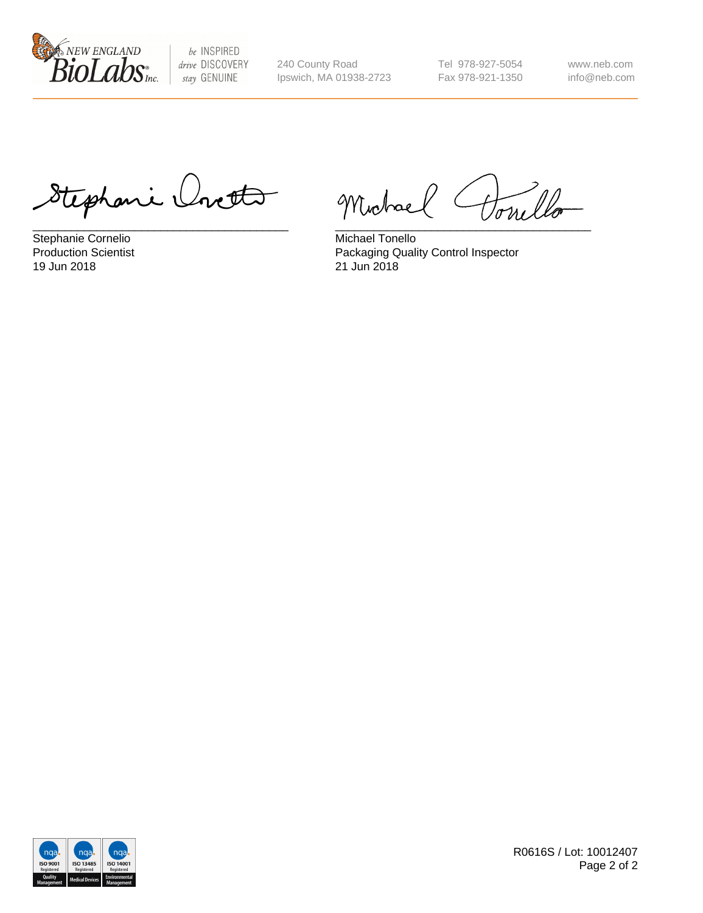Stephanie Cornelio
Production Scientist
19 Jun 2018

Michael Tonello
Packaging Quality Control Inspector
21 Jun 2018

R0616S / Lot: 10012407